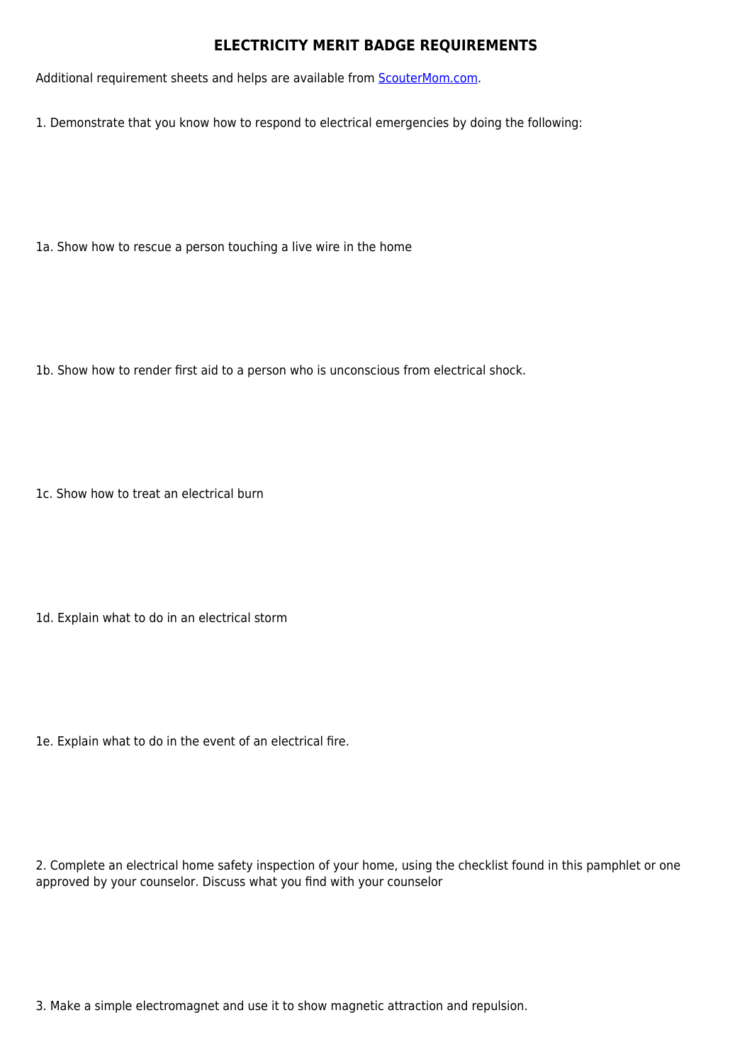# ELECTRICITY MERIT BADGE REQUIREMENTS

Additional requirement sheets and helps are available from [ScouterMom.com](http://ScouterMom.com).

1. Demonstrate that you know how to respond to electrical emergencies by doing the following:

1a. Show how to rescue a person touching a live wire in the home

1b. Show how to render first aid to a person who is unconscious from electrical shock.

1c. Show how to treat an electrical burn

1d. Explain what to do in an electrical storm

1e. Explain what to do in the event of an electrical fire.

2. Complete an electrical home safety inspection of your home, using the checklist found in this pamphlet or one approved by your counselor. Discuss what you find with your counselor

3. Make a simple electromagnet and use it to show magnetic attraction and repulsion.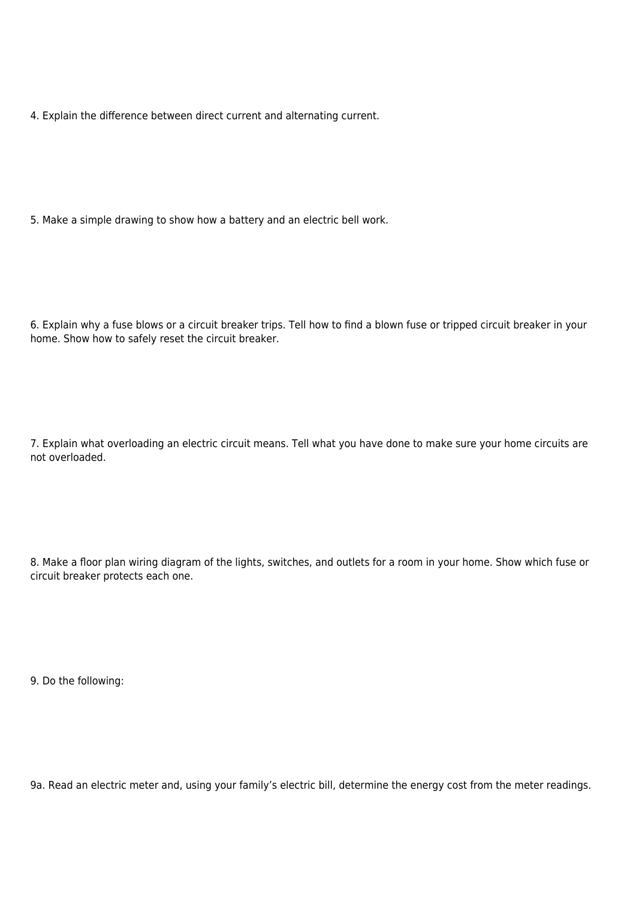4. Explain the difference between direct current and alternating current.

5. Make a simple drawing to show how a battery and an electric bell work.

6. Explain why a fuse blows or a circuit breaker trips. Tell how to find a blown fuse or tripped circuit breaker in your home. Show how to safely reset the circuit breaker.

7. Explain what overloading an electric circuit means. Tell what you have done to make sure your home circuits are not overloaded.

8. Make a floor plan wiring diagram of the lights, switches, and outlets for a room in your home. Show which fuse or circuit breaker protects each one.

9. Do the following:

9a. Read an electric meter and, using your family's electric bill, determine the energy cost from the meter readings.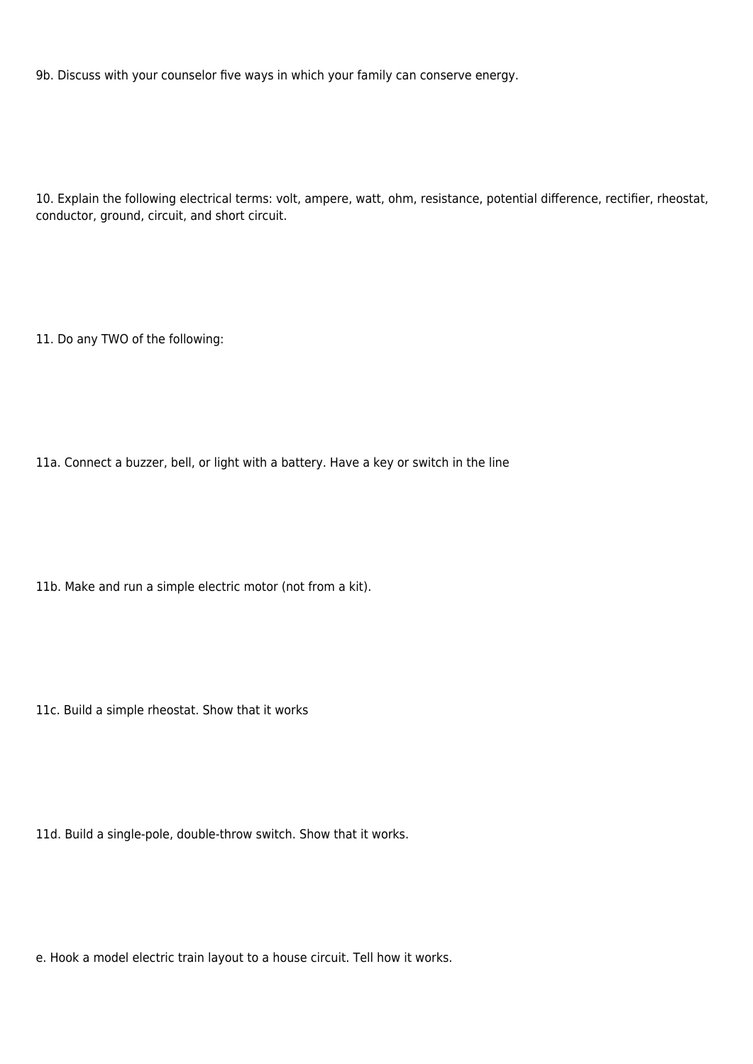9b. Discuss with your counselor five ways in which your family can conserve energy.

10. Explain the following electrical terms: volt, ampere, watt, ohm, resistance, potential difference, rectifier, rheostat, conductor, ground, circuit, and short circuit.

11. Do any TWO of the following:

11a. Connect a buzzer, bell, or light with a battery. Have a key or switch in the line

11b. Make and run a simple electric motor (not from a kit).

11c. Build a simple rheostat. Show that it works

11d. Build a single-pole, double-throw switch. Show that it works.

e. Hook a model electric train layout to a house circuit. Tell how it works.